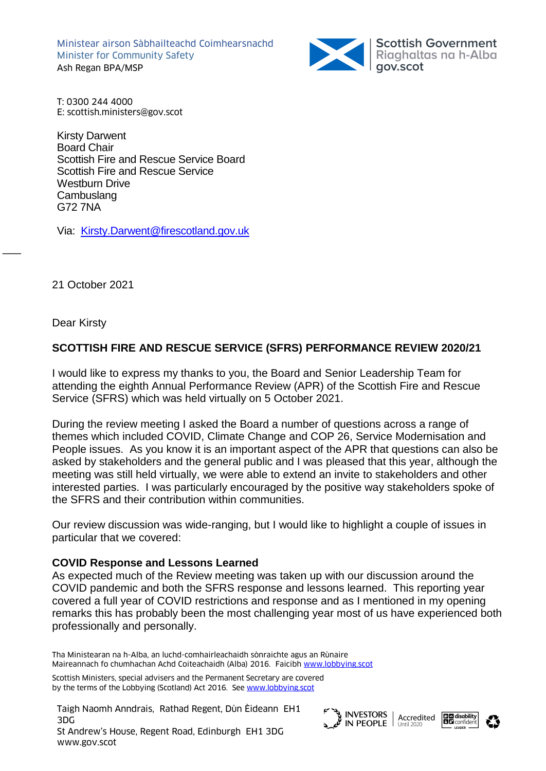Ministear airson Sàbhailteachd Coimhearsnachd
Minister for Community Safety
Ash Regan BPA/MSP

Scottish Government
Riaghaltas na h-Alba
gov.scot

T: 0300 244 4000
E: scottish.ministers@gov.scot

Kirsty Darwent
Board Chair
Scottish Fire and Rescue Service Board
Scottish Fire and Rescue Service
Westburn Drive
Cambuslang
G72 7NA

Via: [Kirsty.Darwent@firescotland.gov.uk](mailto:Kirsty.Darwent@firescotland.gov.uk)

21 October 2021

Dear Kirsty

**SCOTTISH FIRE AND RESCUE SERVICE (SFRS) PERFORMANCE REVIEW 2020/21**

I would like to express my thanks to you, the Board and Senior Leadership Team for attending the eighth Annual Performance Review (APR) of the Scottish Fire and Rescue Service (SFRS) which was held virtually on 5 October 2021.

During the review meeting I asked the Board a number of questions across a range of themes which included COVID, Climate Change and COP 26, Service Modernisation and People issues. As you know it is an important aspect of the APR that questions can also be asked by stakeholders and the general public and I was pleased that this year, although the meeting was still held virtually, we were able to extend an invite to stakeholders and other interested parties. I was particularly encouraged by the positive way stakeholders spoke of the SFRS and their contribution within communities.

Our review discussion was wide-ranging, but I would like to highlight a couple of issues in particular that we covered:

**COVID Response and Lessons Learned**

As expected much of the Review meeting was taken up with our discussion around the COVID pandemic and both the SFRS response and lessons learned. This reporting year covered a full year of COVID restrictions and response and as I mentioned in my opening remarks this has probably been the most challenging year most of us have experienced both professionally and personally.

Tha Ministearan na h-Alba, an luchd-comhairleachaidh sònraichte agus an Rùnaire Maireannach fo chumhachan Achd Coiteachaidh (Alba) 2016. Faicibh [www.lobbying.scot](http://www.lobbying.scot)

Scottish Ministers, special advisers and the Permanent Secretary are covered by the terms of the Lobbying (Scotland) Act 2016. See [www.lobbying.scot](http://www.lobbying.scot)

Taigh Naomh Anndrais, Rathad Regent, Dùn Èideann EH1 3DG
St Andrew's House, Regent Road, Edinburgh EH1 3DG
www.gov.scot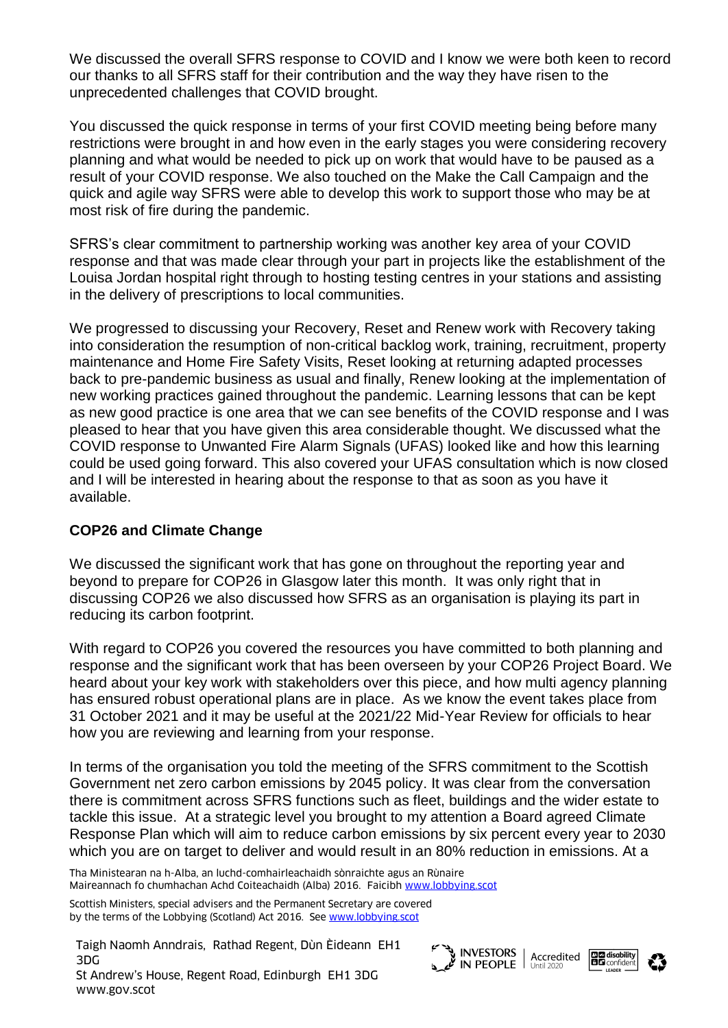We discussed the overall SFRS response to COVID and I know we were both keen to record our thanks to all SFRS staff for their contribution and the way they have risen to the unprecedented challenges that COVID brought.

You discussed the quick response in terms of your first COVID meeting being before many restrictions were brought in and how even in the early stages you were considering recovery planning and what would be needed to pick up on work that would have to be paused as a result of your COVID response. We also touched on the Make the Call Campaign and the quick and agile way SFRS were able to develop this work to support those who may be at most risk of fire during the pandemic.

SFRS's clear commitment to partnership working was another key area of your COVID response and that was made clear through your part in projects like the establishment of the Louisa Jordan hospital right through to hosting testing centres in your stations and assisting in the delivery of prescriptions to local communities.

We progressed to discussing your Recovery, Reset and Renew work with Recovery taking into consideration the resumption of non-critical backlog work, training, recruitment, property maintenance and Home Fire Safety Visits, Reset looking at returning adapted processes back to pre-pandemic business as usual and finally, Renew looking at the implementation of new working practices gained throughout the pandemic. Learning lessons that can be kept as new good practice is one area that we can see benefits of the COVID response and I was pleased to hear that you have given this area considerable thought. We discussed what the COVID response to Unwanted Fire Alarm Signals (UFAS) looked like and how this learning could be used going forward. This also covered your UFAS consultation which is now closed and I will be interested in hearing about the response to that as soon as you have it available.

**COP26 and Climate Change**

We discussed the significant work that has gone on throughout the reporting year and beyond to prepare for COP26 in Glasgow later this month. It was only right that in discussing COP26 we also discussed how SFRS as an organisation is playing its part in reducing its carbon footprint.

With regard to COP26 you covered the resources you have committed to both planning and response and the significant work that has been overseen by your COP26 Project Board. We heard about your key work with stakeholders over this piece, and how multi agency planning has ensured robust operational plans are in place. As we know the event takes place from 31 October 2021 and it may be useful at the 2021/22 Mid-Year Review for officials to hear how you are reviewing and learning from your response.

In terms of the organisation you told the meeting of the SFRS commitment to the Scottish Government net zero carbon emissions by 2045 policy. It was clear from the conversation there is commitment across SFRS functions such as fleet, buildings and the wider estate to tackle this issue. At a strategic level you brought to my attention a Board agreed Climate Response Plan which will aim to reduce carbon emissions by six percent every year to 2030 which you are on target to deliver and would result in an 80% reduction in emissions. At a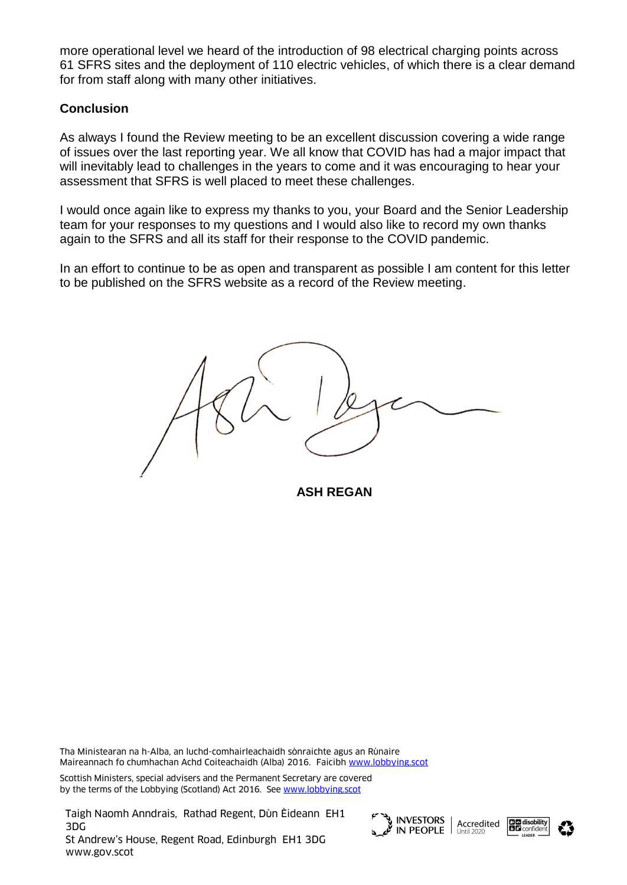more operational level we heard of the introduction of 98 electrical charging points across 61 SFRS sites and the deployment of 110 electric vehicles, of which there is a clear demand for from staff along with many other initiatives.

**Conclusion**

As always I found the Review meeting to be an excellent discussion covering a wide range of issues over the last reporting year. We all know that COVID has had a major impact that will inevitably lead to challenges in the years to come and it was encouraging to hear your assessment that SFRS is well placed to meet these challenges.

I would once again like to express my thanks to you, your Board and the Senior Leadership team for your responses to my questions and I would also like to record my own thanks again to the SFRS and all its staff for their response to the COVID pandemic.

In an effort to continue to be as open and transparent as possible I am content for this letter to be published on the SFRS website as a record of the Review meeting.

**ASH REGAN**

Tha Ministearan na h-Alba, an luchd-comhairleachaidh sònraichte agus an Rùnaire Maireannach fo chumhachan Achd Coiteachaidh (Alba) 2016. Faicibh www.lobbying.scot

Scottish Ministers, special advisers and the Permanent Secretary are covered by the terms of the Lobbying (Scotland) Act 2016. See www.lobbying.scot

Taigh Naomh Anndrais, Rathad Regent, Dùn Èideann EH1 3DG
St Andrew's House, Regent Road, Edinburgh EH1 3DG
www.gov.scot